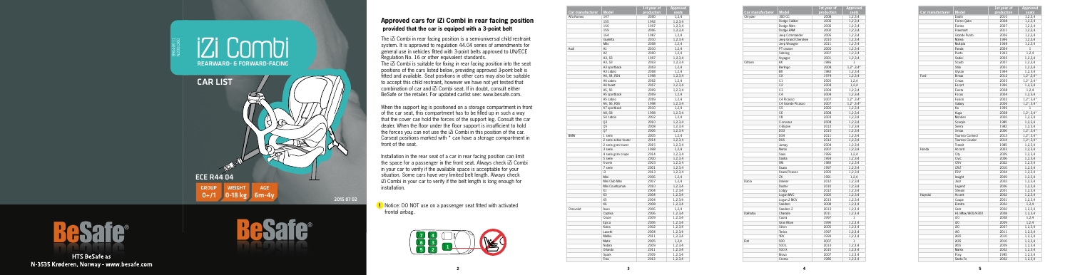# iZi Combi

**REARWARD- & FORWARD-FACING**

## CAR LIST

**ECE R44 04**

| GROUP | WEIGHT | AGE |
|---|---|---|
| 0+/1 | 0-18 kg | 6m-4y |

2015 07 02

HTS BeSafe as
N-3535 Krøderen, Norway - www.besafe.com

## Approved cars for iZi Combi in rear facing position provided that the car is equiped with a 3-point belt

The iZi Combi in rear facing position is a semi-universal child restraint system. It is approved to regulation 44.04 series of amendments for general use in vehicles fitted with 3-point belts approved to UN/ECE Regulation No. 16 or other equivalent standards.

The iZi Combi is suitable for fixing in rear facing position into the seat positions of the cars listed below, providing approved 3-point belt is fitted and available. Seat positions in other cars may also be suitable to accept this child restraint, however we have not yet tested that combination of car and iZi Combi seat. If in doubt, consult either BeSafe or the retailer. For updated carlist see: www.besafe.com.

When the support leg is positioned on a storage compartment in front of the car seat, this compartment has to be filled up in such a way that the cover can hold the forces of the support leg. Consult the car dealer. When the floor under the floor support is insufficient to hold the forces you can not use the iZi Combi in this position of the car. Carseat positions marked with * can have a storage compartment in front of the seat.

Installation in the rear seat of a car in rear facing position can limit the space for a passenger in the front seat. Always check iZi Combi in your car to verify if the available space is acceptable for your situation. Some cars have very limited belt length. Always check iZi Combi in your car to verify if the belt length is long enough for installation.

Notice: DO NOT use on a passenger seat fitted with activated frontal airbag.

| Car manufacturer | Model | 1st year of production | Approved seats |
|---|---|---|---|
| Alfa Romeo | 147 | 2000 | 1,2,4 |
| | 155 | 1992 | 1,2,3,4 |
| | 156 | 1997 | 1,2,3,4 |
| | 159 | 2006 | 1,2,3,4 |
| | 164 | 1987 | 1,2,4 |
| | Giulietta | 2010 | 1,2,3,4 |
| | Mito | 2008 | 1,2,4 |
| Audi | A1 | 2010 | 1,2,4 |
| | A2 | 2000 | 1,2,4 |
| | A3, S3 | 1997 | 1,2,3,4 |
| | A3, S3 | 2003 | 1,2,3,4 |
| | A3 sportback | 2003 | 1,2,3,4 |
| | A3 cabrio | 2008 | 1,2,4 |
| | A4, S4, RS4 | 1998 | 1,2,3,4 |
| | A4 cabrio | 2002 | 1,2,4 |
| | A4 Avant | 2007 | 1,2,3,4 |
| | A5, S5 | 2009 | 1,2,3,4 |
| | A5 sportback | 2009 | 1,2,4 |
| | A5 cabrio | 2009 | 1,2,4 |
| | A6, S6, RS6 | 1998 | 1,2,3,4 |
| | A7 sportback | 2010 | 1,2,4 |
| | A8, S8 | 1998 | 1,2,3,4 |
| | S4 cabrio | 2002 | 1,2,4 |
| | Q3 | 2010 | 1,2,3,4 |
| | Q5 | 2008 | 1,2,3,4 |
| | Q7 | 2006 | 1,2,3,4 |
| BMW | 1 serie | 2005 | 1,2,4 |
| | 2 serie active tourer | 2014 | 1,2,3,4 |
| | 2 serie gran tourer | 2015 | 1,2,3,4 |
| | 3 serie | 1998 | 1,2,4 |
| | 4 serie gran coupe | 2014 | 1,2,3,4 |
| | 5 serie | 2000 | 1,2,3,4 |
| | 6-serie | 2003 | 1,2,3,4 |
| | 7 serie | 2001 | 1,2,3,4 |
| | i3 | 2013 | 1,2,3,4 |
| | Mini | 2006 | 1,2,4 |
| | Mini Club Man | 2007 | 1,2,4 |
| | Mini Countryman | 2010 | 1,2,3,4 |
| | X1 | 2004 | 1,2,3,4 |
| | X3 | 2004 | 1,2,3,4 |
| | X5 | 2004 | 1,2,3,4 |
| | X6 | 2008 | 1,2,3,4 |
| Chevrolet | Aveo | 2006 | 1,2,4 |
| | Captiva | 2006 | 1,2,3,4 |
| | Cruze | 2009 | 1,2,3,4 |
| | Epica | 2006 | 1,2,3,4 |
| | Kalos | 2002 | 1,2,3,4 |
| | Lacetti | 2004 | 1,2,3,4 |
| | Malibu | 2011 | 1,2,3,4 |
| | Matiz | 2005 | 1,2,4 |
| | Nubira | 2009 | 1,2,3,4 |
| | Orlando | 2011 | 1,2,3,4 |
| | Spark | 2009 | 1,2,3,4 |
| | Trax | 2013 | 1,2,3,4 |
| Chrysler | 300 CC | 2008 | 1,2,3,4 |
| | Dodge Caliber | 2006 | 1,2,3,4 |
| | Dodge Nitro | 2006 | 1,2,3,4 |
| | Dodge RAM | 2002 | 1,2,3,4 |
| | Jeep Commander | 2006 | 1,2,3,4 |
| | Jeep Grand Cherokee | 2010 | 1,2,3,4 |
| | Jeep Wrangler | 2011 | 1,2,3,4 |
| | PT cruiser | 2000 | 1,2,3,4 |
| | Sebring | 2007 | 1,2,3,4 |
| | Voyager | 2001 | 1,2,3,4 |
| Citroën | AX | 1986 | 1 |
| | Berlingo | 2008 | 1,2*,3,4* |
| | BX | 1982 | 1,2,3,4 |
| | CX | 1974 | 1,2,3,4 |
| | C1 | 2005 | 1,2,4 |
| | C2 | 2004 | 1,2,4 |
| | C3 | 2004 | 1,2,3,4 |
| | C4 | 2004 | 1,2,3,4 |
| | C4 Picasso | 2007 | 1,2*,3,4* |
| | C4 Grande Picasso | 2007 | 1,2*,3,4* |
| | C5 | 2000 | 1,2,3,4 |
| | C6 | 2008 | 1,2,3,4 |
| | C8 | 2003 | 1,2,3,4 |
| | C-crosser | 2008 | 1,2,3,4 |
| | C-Elysée | 2012 | 1,2,3,4 |
| | DS3 | 2010 | 1,2,3,4 |
| | DS4 | 2011 | 1,2,3,4 |
| | DS5 | 2012 | 1,2,3,4 |
| | Jumpy | 2004 | 1,2,3,4 |
| | Nemo | 2007 | 1,2,3,4 |
| | Saxo | 1996 | 1,2,4 |
| | Xantia | 1993 | 1,2,3,4 |
| | XM | 1989 | 1,2,3,4 |
| | Xsara | 1997 | 1,2,3,4 |
| | Xsara Picasso | 2000 | 1,2,3,4 |
| | ZX | 1991 | 1,2,4 |
| Dacia | Dokker | 2012 | 1,2,3,4 |
| | Duster | 2010 | 1,2,3,4 |
| | Lodgy | 2012 | 1,2,3,4 |
| | Logan MVC | 2005 | 1,2,3,4 |
| | Logan 2 MCV | 2013 | 1,2,3,4 |
| | Sandero | 2008 | 1,2,3,4 |
| | Sandero 2 | 2013 | 1,2,3,4 |
| Daihatsu | Charade | 2011 | 1,2,3,4 |
| | Cuore | 2003 | 1 |
| | Gran Move | 1996 | 1,2,3,4 |
| | Sirion | 2005 | 1,2,3,4 |
| | Terios | 1997 | 1,2,3,4 |
| | YRV | 1999 | 1,2,3,4 |
| Fiat | 500 | 2007 | 1 |
| | 500 L | 2013 | 1,2,3,4 |
| | 500 X | 2015 | 1,2,3,4 |
| | Bravo | 2007 | 1,2,3,4 |
| | Croma | 1986 | 1,2,3,4 |
| | Doblò | 2010 | 1,2,3,4 |
| | Fiorno Qubo | 2008 | 1,2,3,4 |
| | Fiorino | 2006 | 1,2,3,4 |
| | Freemont | 2011 | 1,2,3,4 |
| | Grande Punto | 2006 | 1,2,3,4 |
| | Marea | 1996 | 1,2,3,4 |
| | Multipla | 1998 | 1,2,3,4 |
| | Panda | 2004 | 1 |
| | Punto | 1993 | 1,2,4 |
| | Sedici | 2005 | 1,2,3,4 |
| | Scudo | 2007 | 1,2,3,4 |
| | Stilo | 2001 | 1,2,3,4 |
| | Ulysse | 1994 | 1,2,3,4 |
| Ford | B-max | 2012 | 1,2*,3,4* |
| | C-max | 2003 | 1,2*,3,4* |
| | Escort | 1990 | 1,2,3,4 |
| | Fiesta | 2008 | 1,2,4 |
| | Focus | 2004 | 1,2,3,4 |
| | Fusion | 2008 | 1,2*,3,4* |
| | Galaxy | 2006 | 1,2*,3,4* |
| | Ka | 1996 | 1 |
| | Kuga | 2008 | 1,2*,3,4* |
| | Mondeo | 2000 | 1,2,3,4 |
| | Scorpio | 1985 | 1,2,3,4 |
| | Sierra | 1982 | 1,2,3,4 |
| | S-max | 2006 | 1,2*,3,4* |
| | Tourneo Connect | 2013 | 1,2*,3,4* |
| | Tourneo Courier | 2014 | 1,2*,3,4* |
| | Transit | 1985 | 1,2,3,4 |
| Honda | Accord | 2003 | 1,2,3,4 |
| | City | 2009 | 1,2,3,4 |
| | Civic | 2006 | 1,2,3,4 |
| | CR-V | 2002 | 1,2,3,4 |
| | CR-Z | 2010 | 1,2,3,4 |
| | FR-V | 2004 | 1,2,3,4 |
| | Insight | 2009 | 1,2,3,4 |
| | Jazz | 2002 | 1,2,3,4 |
| | Legend | 2006 | 1,2,3,4 |
| | Stream | 2001 | 1,2,3,4 |
| Hyundai | Accent | 2002 | 1,2,3,4 |
| | Coupe | 2001 | 1,2,3,4 |
| | Elantra | 2002 | 1,2,4 |
| | Getz | 2002 | 1,2,3,4 |
| | H1/iMax/i800/H300 | 2008 | 1,2,3,4 |
| | i10 | 2008 | 1,2,4 |
| | i20 | 2009 | 1,2,4 |
| | i30 | 2007 | 1,2,3,4 |
| | i40 | 2011 | 1,2,3,4 |
| | iX20 | 2010 | 1,2,3,4 |
| | iX35 | 2010 | 1,2,3,4 |
| | iX55 | 2009 | 1,2,3,4 |
| | Matrix | 2002 | 1,2,3,4 |
| | Pony | 1985 | 1,2,3,4 |
| | Santa Fe | 2002 | 1,2,3,4 |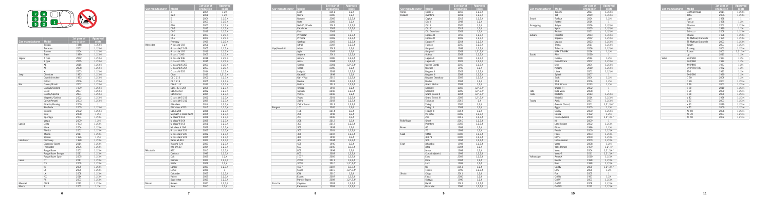| Car manufacturer | Model | 1st year of production | Approved seats |
|---|---|---|---|
| | Sonata | 1988 | 1,2,3,4 |
| | Terracan | 2002 | 1,2,3,4 |
| | Tucson | 2004 | 1,2,3,4 |
| | Trajet | 1999 | 1,2,3,4 |
| Jaguar | S-type | 2002 | 1,2,3,4 |
| | X-type | 2005 | 1,2,3,4 |
| | XE | 2015 | 1,2,3,4 |
| | XF | 2008 | 1,2,3,4 |
| | XJ | 2003 | 1,2,3,4 |
| Jeep | Cherokee | 1993 | 1,2,3,4 |
| | Grand cherokee | 1993 | 1,2,3,4 |
| | Patriot | 2006 | 1,2,3,4 |
| Kia | Carens/Rondo | 2002 | 1,2,3,4 |
| | Carnival/Sedona | 1999 | 1,2,3,4 |
| | Cee'd | 2007 | 1,2,3,4 |
| | Cerato/Spectra | 2004 | 1,2,3,4 |
| | Magentis/Optima | 2002 | 1,2,3,4 |
| | Opirus/Amanti | 2003 | 1,2,3,4 |
| | Picanto/Morning | 2000 | 1 |
| | Rio/Pride | 2005 | 1,2,3,4 |
| | Sorento | 2002 | 1,2,3,4 |
| | Soul | 2008 | 1,2,4 |
| | Sportage | 2004 | 1,2,3,4 |
| | Venga | 2009 | 1,2,4 |
| Lancia | Delta | 1993 | 1,2,3,4 |
| | Musa | 2004 | 1,2,3,4 |
| | Phedra | 2002 | 1,2,3,4 |
| | Thema | 2011 | 1,2,3,4 |
| | Ypsilon | 1996 | 1,2,4 |
| Landrover | Discovery | 1998 | 1,2,3,4 |
| | Discovery Sport | 2014 | 1,2,3,4 |
| | Freelander | 2004 | 1,2,3,4 |
| | Range Rover | 2002 | 1,2,3,4 |
| | Range Rover Evoque | 2011 | 1,2,3,4 |
| | Range Rover Sport | 2005 | 1,2,3,4 |
| Lexus | CT | 2011 | 1,2,3,4 |
| | GS | 2000 | 1,2,3,4 |
| | IS | 2005 | 1,2,3,4 |
| | LS | 2006 | 1,2,3,4 |
| | LX | 2008 | 1,2,3,4 |
| | NX | 2014 | 1,2,3,4 |
| | RX | 2003 | 1,2,3,4 |
| Maserati | Ghibli | 2013 | 1,2,3,4 |
| Mazda | 2 | 2003 | 1,2,4 |

| Car manufacturer | Model | 1st year of production | Approved seats |
|---|---|---|---|
| | 3 | 2006 | 1,2,4 |
| | 323 | 2001 | 1,2,4 |
| | 5 | 2004 | 1,2,3,4 |
| | 6 | 2008 | 1,2,3,4 |
| | 626 | 2000 | 1,2,3,4 |
| | CX-3 | 2015 | 1,2,3,4 |
| | CX-5 | 2011 | 1,2,3,4 |
| | CX-7 | 2007 | 1,2,3,4 |
| | CX-9 | 2009 | 1,2,3,4 |
| | Premacy | 1999 | 1,2,3,4 |
| Mercedes | A class W 168 | 2001 | 1,2,4 |
| | A class W/C 169 | 2005 | 1,2,3,4 |
| | A class W 176 | 2012 | 1,2,3,4 |
| | B class T 245 | 2005 | 1,2,3,4 |
| | B class W 246 | 2011 | 1,2,3,4 |
| | C class C 205 | 2015 | 1,2,3,4 |
| | C class W/S 203 | 2000 | 1,2,3,4 |
| | C class W/S 204 | 2007 | 1,2,3,4 |
| | C class W 205 | 2014 | 1,2,3,4 |
| | Citan | 2013 | 1,2*,3,4* |
| | CL C 215 | 2002 | 1,2,3,4 |
| | CL C 216 | 2005 | 1,2,3,4 |
| | CLA C 117 | 2013 | 1,2,3,4 |
| | CLC 180 C 209 | 2008 | 1,2,3,4 |
| | CLK CL 209 | 2002 | 1,2,3,4 |
| | CLS C 219 | 2004 | 1,2,3,4 |
| | E class W/S 211 | 2002 | 1,2,3,4 |
| | E class W/S 212 | 2009 | 1,2,3,4 |
| | GLA class | 2014 | 1,2,3,4 |
| | GLC class X253 | 2015 | 1,2,3,4 |
| | GLK X 204 | 2008 | 1,2,3,4 |
| | Maybach S class W222 | 2015 | 1,2,3,4 |
| | M class W 163 | 2001 | 1,2,3,4 |
| | M class W 164 | 2005 | 1,2,3,4 |
| | M class W 166 | 2011 | 1,2,3,4 |
| | ML class R 350 | 2006 | 1,2,3,4 |
| | R class W/V 251 | 2005 | 1,2,3,4 |
| | S class W/V 220 | 2002 | 1,2,3,4 |
| | S class W/V 221 | 2005 | 1,2,3,4 |
| | Vaneo W 414 | 2003 | 1,2,3,4 |
| | Viano W 639 | 2003 | 1,2,3,4 |
| | Vito W 639 | 2004 | 1,2,3,4 |
| Mitsubishi | ASX | 2010 | 1,2,3,4 |
| | Carisma | 1995 | 1,2,3,4 |
| | Colt | 2005 | 1,2,4 |
| | Grandis | 2004 | 1,2,3,4 |
| | i-MiEV | 2009 | 1,2,4 |
| | Lancer | 2003 | 1,2,3,4 |
| | L 200 | 2006 | 1 |
| | Outlander | 2003 | 1,2,3,4 |
| | Pajero | 2007 | 1,2,3,4 |
| | Space star | 2002 | 1,2,3,4 |
| Nissan | Almera | 2000 | 1,2,3,4 |
| | Juke | 2010 | 1,2,4 |

| Car manufacturer | Model | 1st year of production | Approved seats |
|---|---|---|---|
| | Leaf | 2011 | 1,2,3,4 |
| | Micra | 2000 | 1,2,4 |
| | Murano | 2005 | 1,2,3,4 |
| | Note | 2005 | 1,2,4 |
| | NV200 / Evalia | 2013 | 1,2,3,4 |
| | Pathfinder | 2007 | 1,2,3,4 |
| | Pixo | 2009 | 1 |
| | Primastar | 2001 | 1,2,3,4 |
| | Primera | 2002 | 1,2,3,4 |
| | Qashqai | 2007 | 1,2,3,4 |
| | X-trail | 2007 | 1,2,3,4 |
| Opel/Vauxhall | Adam | 2013 | 1,2,4 |
| | Agila | 2002 | 1,2,4 |
| | Ampera | 2011 | 1,2,3,4 |
| | Antara | 2006 | 1,2,3,4 |
| | Astra | 2004 | 1,2,3,4 |
| | Combo | 2002 | 1,2*,3,4* |
| | Corsa | 2000 | 1,2,4 |
| | Insignia | 2008 | 1,2,3,4 |
| | Kadett E | 1988 | 1,2,4 |
| | Karl / Viva | 2015 | 1,2,3,4 |
| | Meriva | 2002 | 1,2,3,4 |
| | Mokka | 2012 | 1,2,3,4 |
| | Omega | 1993 | 1,2,4 |
| | Signum | 2002 | 1,2,3,4 |
| | Vectra | 2002 | 1,2,4 |
| | Vivaro | 2001 | 1,2,3,4 |
| | Zafira | 2003 | 1,2,3,4 |
| | Zafira Tourer | 2011 | 1,2,3,4 |
| Peugeot | 107 | 2005 | 1,2,4 |
| | 108 | 2014 | 1,2,4 |
| | 206 | 1998 | 1,2,4 |
| | 207 | 2006 | 1,2,4 |
| | 208 | 2012 | 1,2,4 |
| | 301 | 2013 | 1,2,3,4 |
| | 306 | 1993 | 1,2,4 |
| | 307 | 2001 | 1,2,3,4 |
| | 308 | 2007 | 1,2,3,4 |
| | 406 | 1995 | 1,2,4 |
| | 407 | 2004 | 1,2,3,4 |
| | 508 | 2010 | 1,2,3,4 |
| | 607 | 2006 | 1,2,3,4 |
| | 806 | 1994 | 1,2,4 |
| | 807 | 2003 | 1,2,3,4 |
| | 1007 | 2005 | 1,2,4 |
| | 2008 | 2013 | 1,2,3,4 |
| | 3008 | 2010 | 1,2*,3,4* |
| | 4007 | 2007 | 1,2,3,4 |
| | 5008 | 2010 | 1,2*,3,4* |
| | iOn | 2010 | 1,2,4 |
| | Expert | 2007 | 1,2,3,4 |
| | Partner Tepee | 2008 | 1,2*,3,4* |
| Porsche | Cayenne | 2003 | 1,2,3,4 |
| | Panamera | 2009 | 1,2,3,4 |

| Car manufacturer | Model | 1st year of production | Approved seats |
|---|---|---|---|
| Qoros | 3 | 2014 | 1,2,3,4 |
| Renault | Avantime | 2001 | 1,2,3,4 |
| | Captur | 2013 | 1,2,3,4 |
| | Clio II | 1998 | 1,2,4 |
| | Clio III | 2005 | 1,2,4 |
| | Clio IV | 2012 | 1,2,4 |
| | Clio Grandtour | 2009 | 1,2,4 |
| | Espace III | 1997 | 1,2,3,4 |
| | Espace IV | 2002 | 1,2,3,4 |
| | Espace V | 2014 | 1,2,3,4 |
| | Fluence | 2010 | 1,2,3,4 |
| | Kangoo I | 1998 | 1,2,3,4 |
| | Kangoo II | 2008 | 1,2*,3,4* |
| | Koleos | 2008 | 1,2,3,4 |
| | Laguna II | 2000 | 1,2,3,4 |
| | Laguna III | 2007 | 1,2,3,4 |
| | Master Combi | 2002 | 1,2,3,4 |
| | Megane I | 1996 | 1,2,4 |
| | Megane II | 2002 | 1,2,3,4 |
| | Megane III | 2008 | 1,2,3,4 |
| | Megane Grandtour | 2009 | 1,2,3,4 |
| | Modus | 2004 | 1,2,4 |
| | Grand Modus | 2008 | 1,2,4 |
| | Scenic II | 2003 | 1,2*,3,4* |
| | Scenic III | 2009 | 1,2*,3,4* |
| | Grand Scenic II | 2004 | 1,2*,3,4* |
| | Grand Scenic III | 2009 | 1,2*,3,4* |
| | Talisman | 2015 | 2,4 |
| | Twingo I | 2005 | 1,2,4 |
| | Twingo II | 2008 | 1,2,4 |
| | Twingo III | 2014 | 1,2,4 |
| | Vel Satis | 2002 | 1,2,3,4 |
| | Zoe | 2012 | 1,2,3,4 |
| Rolls Royce | Ghost | 2010 | 1,2,3,4 |
| | Phantom | 2003 | 1,2,3,4 |
| Rover | 45 | 1999 | 1,2,4 |
| | 75 | 1999 | 1,2,4 |
| Saab | 9-7X | 2005 | 1,2,3,4 |
| | 9-3 | 2005 | 1,2,3,4 |
| | 9-5 | 1998 | 1,2,3,4 |
| Seat | Alhambra | 1998 | 1,2,3,4 |
| | Altea | 2004 | 1,2,3,4 |
| | Arosa | 1998 | 1,2,4 |
| | Cordoba/Vario | 1999 | 1,2,3,4 |
| | Exeo | 2009 | 1,2,3,4 |
| | Ibiza | 2004 | 1,2,4 |
| | Leon | 1999 | 1,2,4 |
| | Mii | 2011 | 1,2,4 |
| | Toledo | 1999 | 1,2,3,4 |
| Skoda | Citigo | 2011 | 1,2,4 |
| | Fabia | 2000 | 1,2,4 |
| | Octavia | 1996 | 1,2,4 |
| | Rapid | 2012 | 1,2,3,4 |
| | Roomster | 2006 | 1,2,3,4 |

| Car manufacturer | Model | 1st year of production | Approved seats |
|---|---|---|---|
| | Superb | 2001 | 1,2,3,4 |
| | Yeti | 2009 | 1,2,3,4 |
| Smart | Fortwo | 2004 | 1,2,4 |
| | Forfour | 2014 | 1 |
| Ssangyong | Actyon | 2006 | 1,2,3,4 |
| | Kyron | 2005 | 1,2,3,4 |
| | Rexton | 2001 | 1,2,3,4 |
| Subaru | Forester | 2003 | 1,2,3,4 |
| | Impreza | 2002 | 1,2,3,4 |
| | Legacy | 2003 | 1,2,3,4 |
| | Trezia | 2011 | 1,2,3,4 |
| | Tribecca | 2006 | 1,2,3,4 |
| | WRX STI/WRX | 2014 | 1,2,4 |
| Suzuki | Alto | 2010 | 1 |
| | Celerio | 2014 | 1,2,4 |
| | Grand Vitara | 2002 | 1,2,3,4 |
| | Ignis | 2004 | 1,2,4 |
| | Kizashi | 2010 | 1,2,3,4 |
| | Liana | 2002 | 1,2,3,4 |
| | Splash | 2007 | 1 |
| | Swift | 2004 | 1,2,4 |
| | SX4 | 2006 | 1,2,4 |
| | SX4 S-Cross | 2013 | 1,2,3,4 |
| | Wagon R+ | 2002 | 1 |
| Tata | Indica Vista | 2008 | 1 |
| Tesla | Model S | 2013 | 1,2,3,4 |
| | Model X | 2015 | 1,2,3,4 |
| Toyota | Auris | 2007 | 1,2,3,4 |
| | Avensis (Verso) | 2001 | 1,2*,3,4* |
| | Aygo | 2005 | 1,2,4 |
| | Camry | 2000 | 1,2,3,4 |
| | Carina | 1992 | 1,2,4 |
| | Corolla (Verso) | 2000 | 1,2*,3,4* |
| | IQ | 2009 | 1 |
| | Land Cruiser | 2002 | 1,2,3,4 |
| | Picnic | 1996 | 1,2,4 |
| | Previa | 2000 | 1,2,3,4 |
| | Prius | 2003 | 1,2,3,4 |
| | RAV 4 | 2000 | 1,2,3,4 |
| | Urban cruiser | 2009 | 1,2,3,4 |
| | Verso | 2008 | 1,2,4 |
| | Yaris (Verso) | 1999 | 1,2*,4* |
| | Verso | 2004 | 1,2*,3,4* |
| | Verso S | 2011 | 1,2*,3,4* |
| Volkswagen | Amarok | 2010 | 1,2,3,4 |
| | Beetle | 1998 | 1,2,3,4 |
| | Bora | 1998 | 1,2,3,4 |
| | Caddy | 2000 | 1,2*,3,4* |
| | EOS | 2006 | 1,2,4 |
| | Fox | 2005 | 1 |
| | Golf III | 1997 | 1,2,3,4 |
| | Golf V | 2003 | 1,2,3,4 |
| | Golf VI | 2008 | 1,2,3,4 |
| | Golf VII | 2012 | 1,2,3,4 |

| Car manufacturer | Model | 1st year of production | Approved seats |
|---|---|---|---|
| | Golf Sportsvan | 2014 | 1,2,3,4 |
| | Jetta | 2005 | 1,2,3,4 |
| | Lupo | 1998 | 1 |
| | Passat | 1998 | 1,2,4 |
| | Phaeton | 2002 | 1,2,3,4 |
| | Polo | 2002 | 1,2,4 |
| | Scirocco | 2008 | 1,2,3,4 |
| | Sharan | 1998 | 1,2,3,4 |
| | T4 Multivan/Caravelle | 1999 | 1,2,3,4 |
| | T5 Multivan/Caravelle | 2003 | 1,2,3,4 |
| | Tiguan | 2007 | 1,2,3,4 |
| | Touareg | 2003 | 1,2,3,4 |
| | Touran | 2003 | 1,2*,3,4* |
| | Up | 2011 | 1,2,4 |
| Volvo | 240/260 | 1983 | 1,2,4 |
| | 340/360 | 1982 | 1,2,4 |
| | 440/460 | 1987 | 1,2,4 |
| | 740/760/780 | 1982 | 1,2,4 |
| | 850 | 1991 | 1,2,4 |
| | 940/960 | 1990 | 1,2,4 |
| | C 30 | 2006 | 1,2,4 |
| | C 70 | 2007 | 1,2,3,4 |
| | S 40 | 2003 | 1,2,3,4 |
| | S 60 | 2010 | 1,2,3,4 |
| | S 70 | 2000 | 1,2,3,4 |
| | S 80 | 2006 | 1,2,3,4 |
| | V 40 | 1996 | 1,2,3,4 |
| | V 50 | 2003 | 1,2,3,4 |
| | V 60 | 2011 | 1,2,3,4 |
| | V 70 | 2000 | 1,2,3,4 |
| | XC 60 | 2008 | 1,2,3,4 |
| | XC 70 | 2007 | 1,2,3,4 |
| | XC 90 | 2002 | 1,2,3,4 |